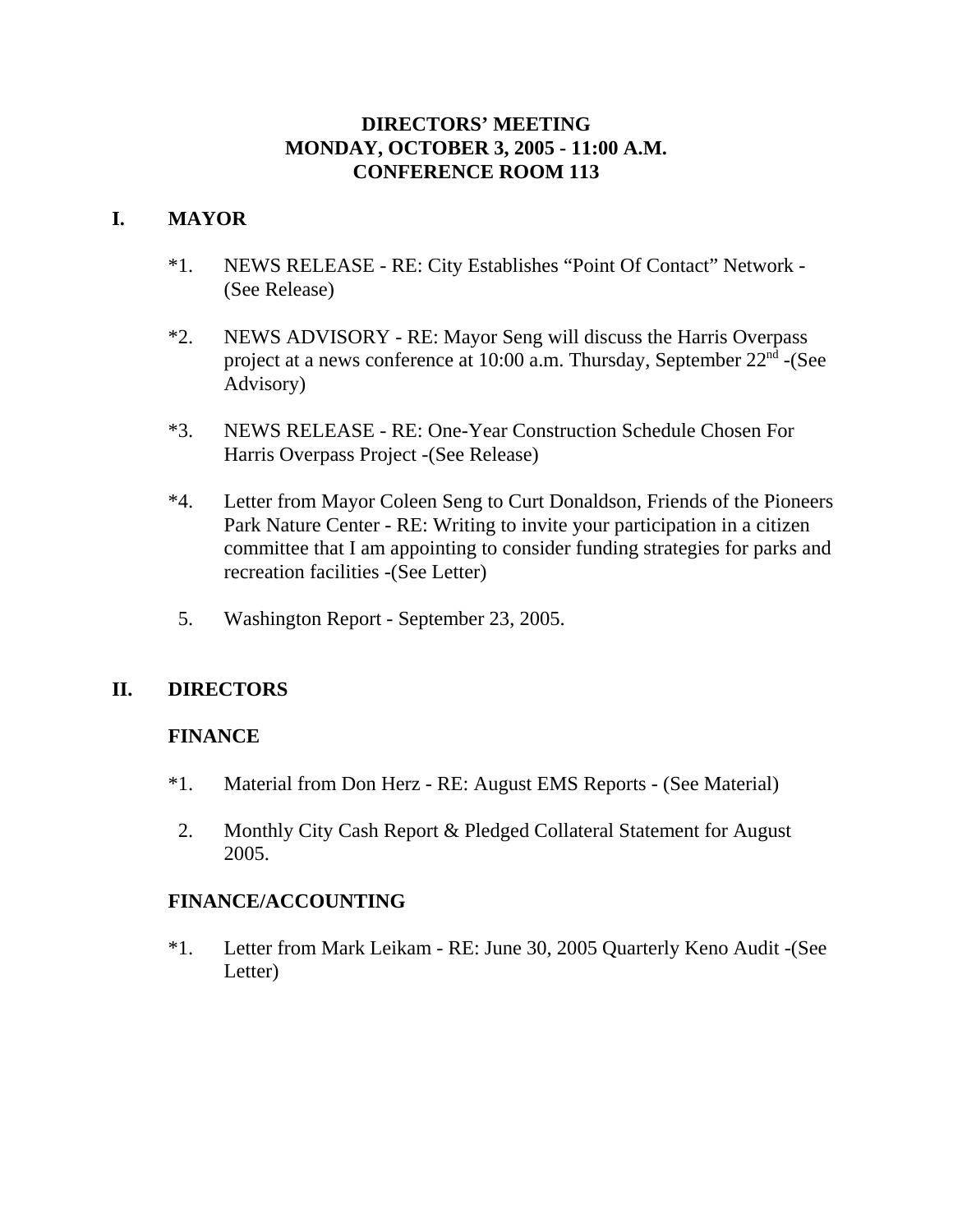# DIRECTORS' MEETING
# MONDAY, OCTOBER 3, 2005 - 11:00 A.M.
# CONFERENCE ROOM 113

## I. MAYOR

*1. NEWS RELEASE - RE: City Establishes "Point Of Contact" Network - (See Release)

*2. NEWS ADVISORY - RE: Mayor Seng will discuss the Harris Overpass project at a news conference at 10:00 a.m. Thursday, September 22nd -(See Advisory)

*3. NEWS RELEASE - RE: One-Year Construction Schedule Chosen For Harris Overpass Project -(See Release)

*4. Letter from Mayor Coleen Seng to Curt Donaldson, Friends of the Pioneers Park Nature Center - RE: Writing to invite your participation in a citizen committee that I am appointing to consider funding strategies for parks and recreation facilities -(See Letter)

5. Washington Report - September 23, 2005.

## II. DIRECTORS

### FINANCE

*1. Material from Don Herz - RE: August EMS Reports - (See Material)

2. Monthly City Cash Report & Pledged Collateral Statement for August 2005.

### FINANCE/ACCOUNTING

*1. Letter from Mark Leikam - RE: June 30, 2005 Quarterly Keno Audit -(See Letter)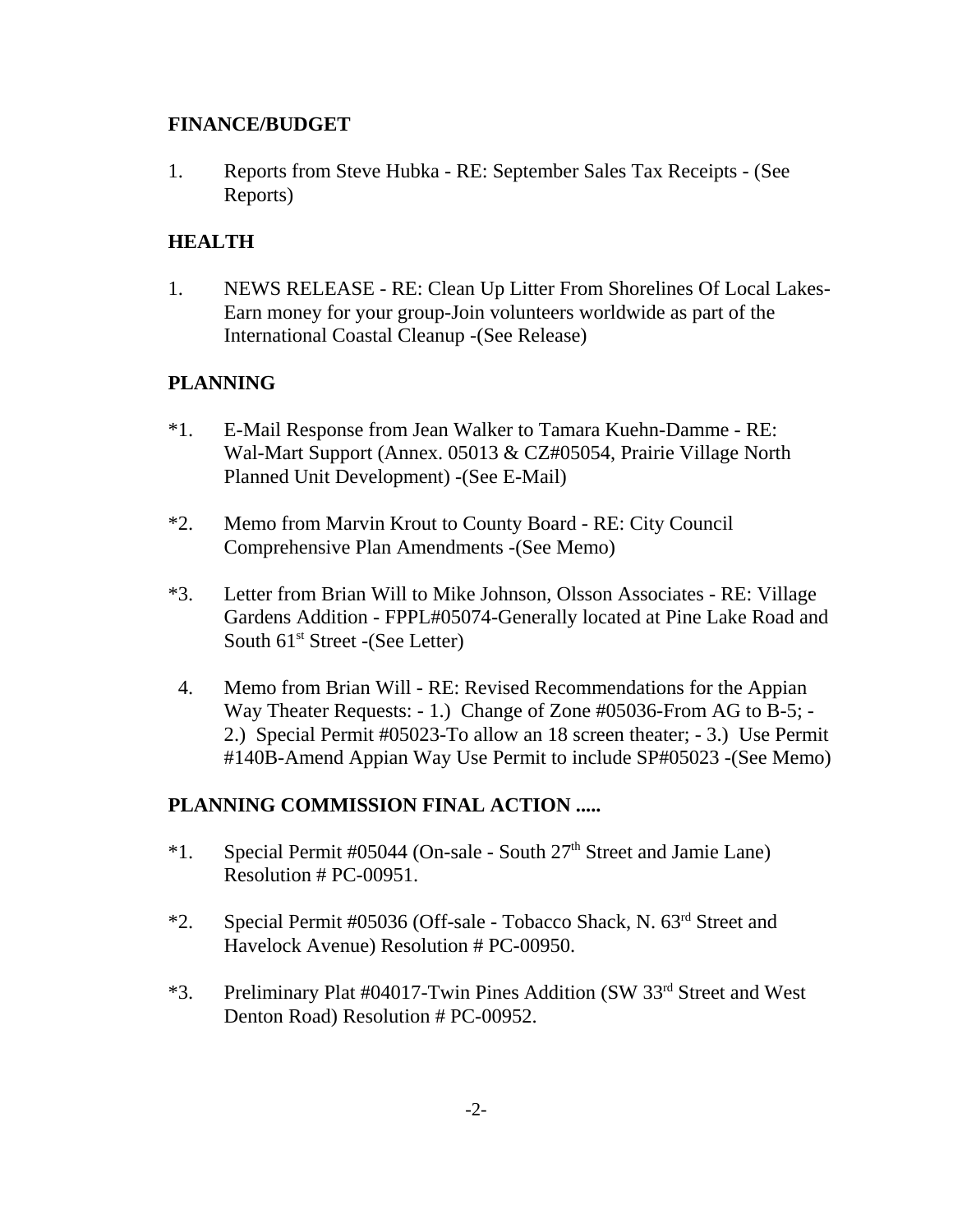**FINANCE/BUDGET**

1. Reports from Steve Hubka - RE: September Sales Tax Receipts - (See Reports)

**HEALTH**

1. NEWS RELEASE - RE: Clean Up Litter From Shorelines Of Local Lakes-Earn money for your group-Join volunteers worldwide as part of the International Coastal Cleanup -(See Release)

**PLANNING**

*1. E-Mail Response from Jean Walker to Tamara Kuehn-Damme - RE: Wal-Mart Support (Annex. 05013 & CZ#05054, Prairie Village North Planned Unit Development) -(See E-Mail)

*2. Memo from Marvin Krout to County Board - RE: City Council Comprehensive Plan Amendments -(See Memo)

*3. Letter from Brian Will to Mike Johnson, Olsson Associates - RE: Village Gardens Addition - FPPL#05074-Generally located at Pine Lake Road and South 61st Street -(See Letter)

4. Memo from Brian Will - RE: Revised Recommendations for the Appian Way Theater Requests: - 1.) Change of Zone #05036-From AG to B-5; - 2.) Special Permit #05023-To allow an 18 screen theater; - 3.) Use Permit #140B-Amend Appian Way Use Permit to include SP#05023 -(See Memo)

**PLANNING COMMISSION FINAL ACTION .....**

*1. Special Permit #05044 (On-sale - South 27th Street and Jamie Lane) Resolution # PC-00951.

*2. Special Permit #05036 (Off-sale - Tobacco Shack, N. 63rd Street and Havelock Avenue) Resolution # PC-00950.

*3. Preliminary Plat #04017-Twin Pines Addition (SW 33rd Street and West Denton Road) Resolution # PC-00952.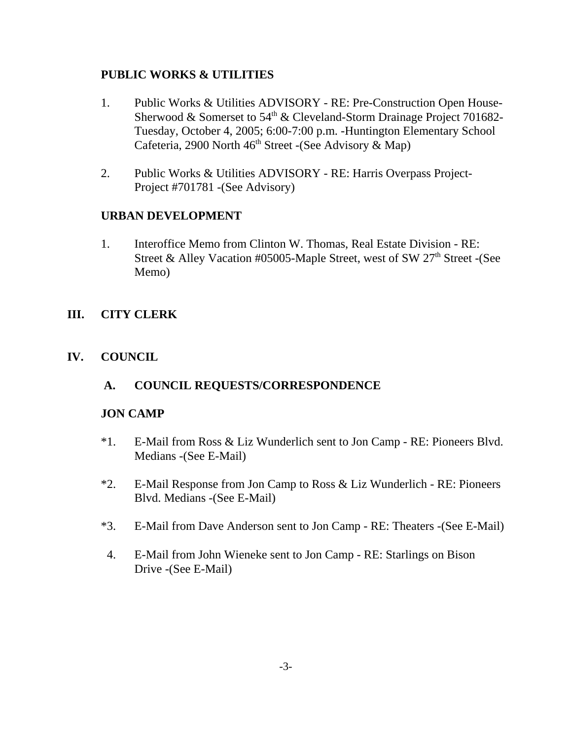**PUBLIC WORKS & UTILITIES**

1. Public Works & Utilities ADVISORY - RE: Pre-Construction Open House-Sherwood & Somerset to 54th & Cleveland-Storm Drainage Project 701682-Tuesday, October 4, 2005; 6:00-7:00 p.m. -Huntington Elementary School Cafeteria, 2900 North 46th Street -(See Advisory & Map)

2. Public Works & Utilities ADVISORY - RE: Harris Overpass Project-Project #701781 -(See Advisory)

**URBAN DEVELOPMENT**

1. Interoffice Memo from Clinton W. Thomas, Real Estate Division - RE: Street & Alley Vacation #05005-Maple Street, west of SW 27th Street -(See Memo)

## III. CITY CLERK

## IV. COUNCIL

### A. COUNCIL REQUESTS/CORRESPONDENCE

**JON CAMP**

*1. E-Mail from Ross & Liz Wunderlich sent to Jon Camp - RE: Pioneers Blvd. Medians -(See E-Mail)

*2. E-Mail Response from Jon Camp to Ross & Liz Wunderlich - RE: Pioneers Blvd. Medians -(See E-Mail)

*3. E-Mail from Dave Anderson sent to Jon Camp - RE: Theaters -(See E-Mail)

4. E-Mail from John Wieneke sent to Jon Camp - RE: Starlings on Bison Drive -(See E-Mail)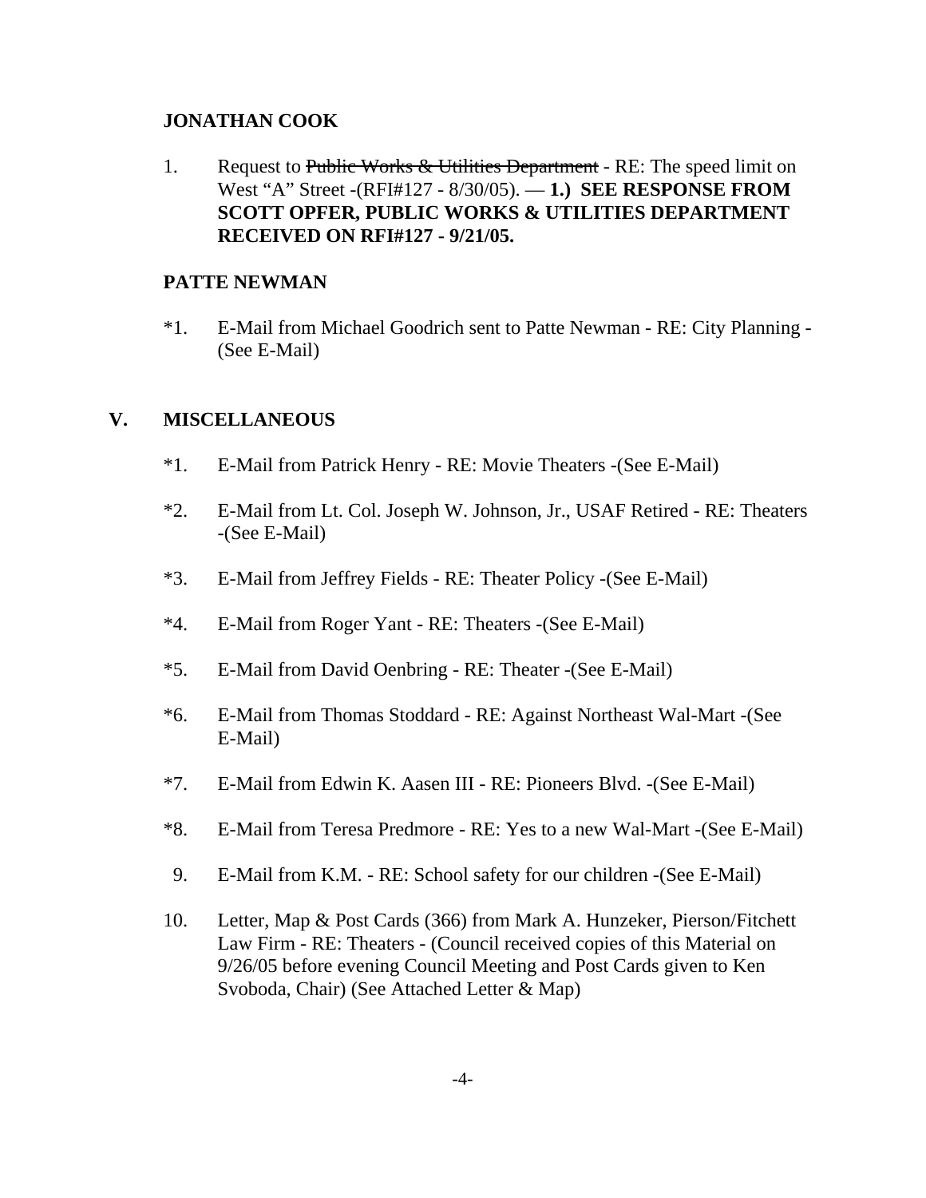**JONATHAN COOK**

1. Request to ~~Public Works & Utilities Department~~ - RE: The speed limit on West "A" Street -(RFI#127 - 8/30/05). — **1.) SEE RESPONSE FROM SCOTT OPFER, PUBLIC WORKS & UTILITIES DEPARTMENT RECEIVED ON RFI#127 - 9/21/05.**

**PATTE NEWMAN**

*1. E-Mail from Michael Goodrich sent to Patte Newman - RE: City Planning - (See E-Mail)

## V. MISCELLANEOUS

*1. E-Mail from Patrick Henry - RE: Movie Theaters -(See E-Mail)

*2. E-Mail from Lt. Col. Joseph W. Johnson, Jr., USAF Retired - RE: Theaters -(See E-Mail)

*3. E-Mail from Jeffrey Fields - RE: Theater Policy -(See E-Mail)

*4. E-Mail from Roger Yant - RE: Theaters -(See E-Mail)

*5. E-Mail from David Oenbring - RE: Theater -(See E-Mail)

*6. E-Mail from Thomas Stoddard - RE: Against Northeast Wal-Mart -(See E-Mail)

*7. E-Mail from Edwin K. Aasen III - RE: Pioneers Blvd. -(See E-Mail)

*8. E-Mail from Teresa Predmore - RE: Yes to a new Wal-Mart -(See E-Mail)

9. E-Mail from K.M. - RE: School safety for our children -(See E-Mail)

10. Letter, Map & Post Cards (366) from Mark A. Hunzeker, Pierson/Fitchett Law Firm - RE: Theaters - (Council received copies of this Material on 9/26/05 before evening Council Meeting and Post Cards given to Ken Svoboda, Chair) (See Attached Letter & Map)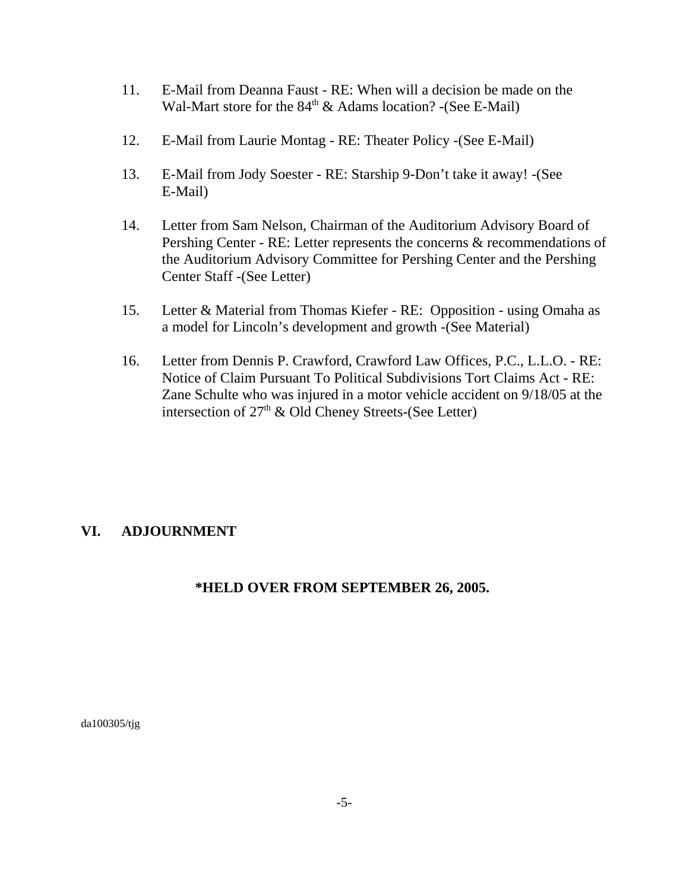11. E-Mail from Deanna Faust - RE: When will a decision be made on the Wal-Mart store for the 84th & Adams location? -(See E-Mail)

12. E-Mail from Laurie Montag - RE: Theater Policy -(See E-Mail)

13. E-Mail from Jody Soester - RE: Starship 9-Don't take it away! -(See E-Mail)

14. Letter from Sam Nelson, Chairman of the Auditorium Advisory Board of Pershing Center - RE: Letter represents the concerns & recommendations of the Auditorium Advisory Committee for Pershing Center and the Pershing Center Staff -(See Letter)

15. Letter & Material from Thomas Kiefer - RE: Opposition - using Omaha as a model for Lincoln's development and growth -(See Material)

16. Letter from Dennis P. Crawford, Crawford Law Offices, P.C., L.L.O. - RE: Notice of Claim Pursuant To Political Subdivisions Tort Claims Act - RE: Zane Schulte who was injured in a motor vehicle accident on 9/18/05 at the intersection of 27th & Old Cheney Streets-(See Letter)

## VI. ADJOURNMENT

**\*HELD OVER FROM SEPTEMBER 26, 2005.**

da100305/tjg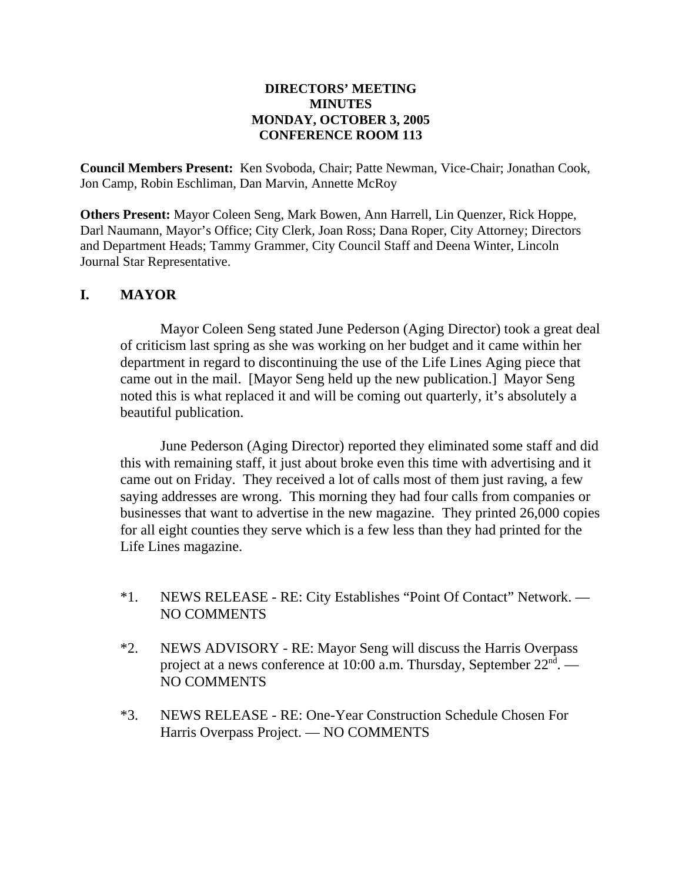**DIRECTORS' MEETING**
**MINUTES**
**MONDAY, OCTOBER 3, 2005**
**CONFERENCE ROOM 113**

**Council Members Present:** Ken Svoboda, Chair; Patte Newman, Vice-Chair; Jonathan Cook, Jon Camp, Robin Eschliman, Dan Marvin, Annette McRoy

**Others Present:** Mayor Coleen Seng, Mark Bowen, Ann Harrell, Lin Quenzer, Rick Hoppe, Darl Naumann, Mayor's Office; City Clerk, Joan Ross; Dana Roper, City Attorney; Directors and Department Heads; Tammy Grammer, City Council Staff and Deena Winter, Lincoln Journal Star Representative.

## I. MAYOR

Mayor Coleen Seng stated June Pederson (Aging Director) took a great deal of criticism last spring as she was working on her budget and it came within her department in regard to discontinuing the use of the Life Lines Aging piece that came out in the mail. [Mayor Seng held up the new publication.] Mayor Seng noted this is what replaced it and will be coming out quarterly, it's absolutely a beautiful publication.

June Pederson (Aging Director) reported they eliminated some staff and did this with remaining staff, it just about broke even this time with advertising and it came out on Friday. They received a lot of calls most of them just raving, a few saying addresses are wrong. This morning they had four calls from companies or businesses that want to advertise in the new magazine. They printed 26,000 copies for all eight counties they serve which is a few less than they had printed for the Life Lines magazine.

*1. NEWS RELEASE - RE: City Establishes "Point Of Contact" Network. — NO COMMENTS

*2. NEWS ADVISORY - RE: Mayor Seng will discuss the Harris Overpass project at a news conference at 10:00 a.m. Thursday, September 22nd. — NO COMMENTS

*3. NEWS RELEASE - RE: One-Year Construction Schedule Chosen For Harris Overpass Project. — NO COMMENTS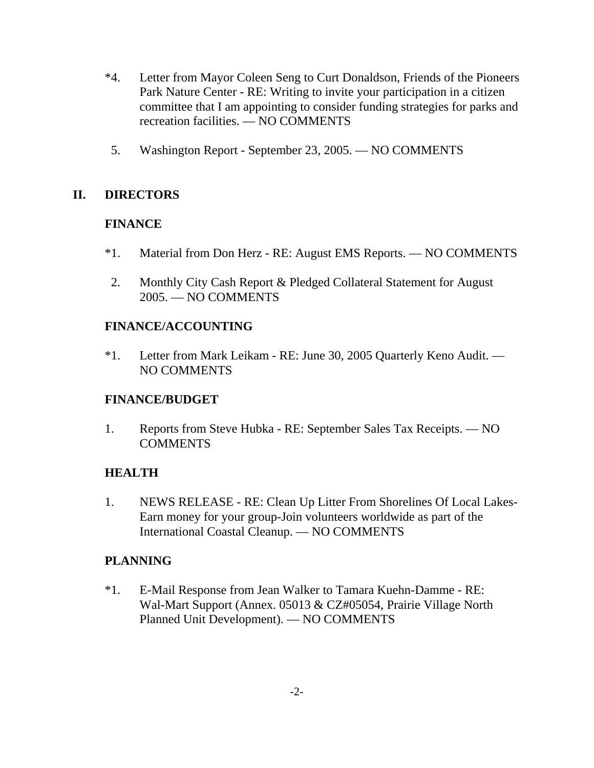*4. Letter from Mayor Coleen Seng to Curt Donaldson, Friends of the Pioneers Park Nature Center - RE: Writing to invite your participation in a citizen committee that I am appointing to consider funding strategies for parks and recreation facilities. — NO COMMENTS

5. Washington Report - September 23, 2005. — NO COMMENTS

## II. DIRECTORS

### FINANCE

*1. Material from Don Herz - RE: August EMS Reports. — NO COMMENTS

2. Monthly City Cash Report & Pledged Collateral Statement for August 2005. — NO COMMENTS

### FINANCE/ACCOUNTING

*1. Letter from Mark Leikam - RE: June 30, 2005 Quarterly Keno Audit. — NO COMMENTS

### FINANCE/BUDGET

1. Reports from Steve Hubka - RE: September Sales Tax Receipts. — NO COMMENTS

### HEALTH

1. NEWS RELEASE - RE: Clean Up Litter From Shorelines Of Local Lakes-Earn money for your group-Join volunteers worldwide as part of the International Coastal Cleanup. — NO COMMENTS

### PLANNING

*1. E-Mail Response from Jean Walker to Tamara Kuehn-Damme - RE: Wal-Mart Support (Annex. 05013 & CZ#05054, Prairie Village North Planned Unit Development). — NO COMMENTS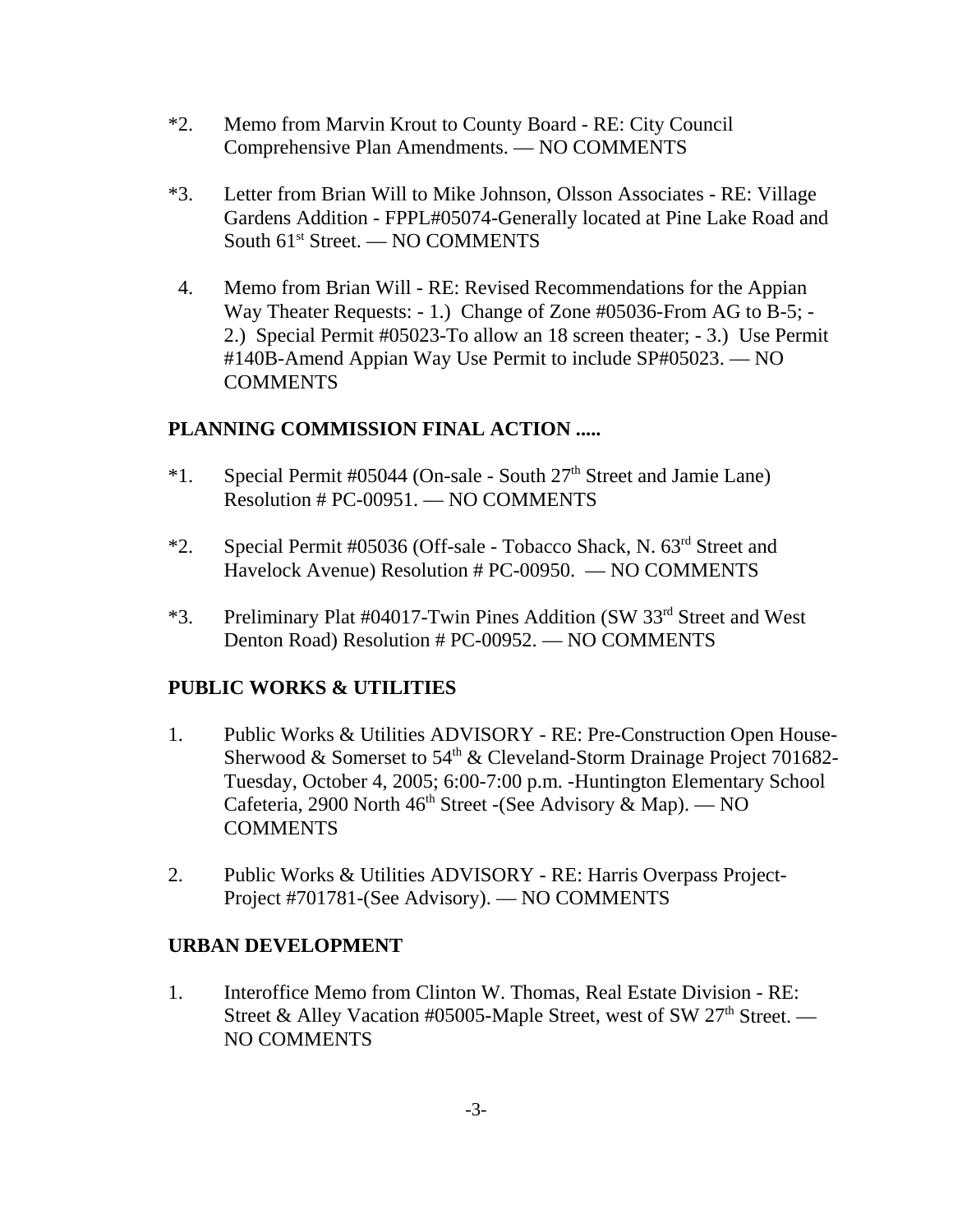*2. Memo from Marvin Krout to County Board - RE: City Council Comprehensive Plan Amendments. — NO COMMENTS

*3. Letter from Brian Will to Mike Johnson, Olsson Associates - RE: Village Gardens Addition - FPPL#05074-Generally located at Pine Lake Road and South 61st Street. — NO COMMENTS

4. Memo from Brian Will - RE: Revised Recommendations for the Appian Way Theater Requests: - 1.) Change of Zone #05036-From AG to B-5; - 2.) Special Permit #05023-To allow an 18 screen theater; - 3.) Use Permit #140B-Amend Appian Way Use Permit to include SP#05023. — NO COMMENTS

**PLANNING COMMISSION FINAL ACTION .....**

*1. Special Permit #05044 (On-sale - South 27th Street and Jamie Lane) Resolution # PC-00951. — NO COMMENTS

*2. Special Permit #05036 (Off-sale - Tobacco Shack, N. 63rd Street and Havelock Avenue) Resolution # PC-00950. — NO COMMENTS

*3. Preliminary Plat #04017-Twin Pines Addition (SW 33rd Street and West Denton Road) Resolution # PC-00952. — NO COMMENTS

**PUBLIC WORKS & UTILITIES**

1. Public Works & Utilities ADVISORY - RE: Pre-Construction Open House-Sherwood & Somerset to 54th & Cleveland-Storm Drainage Project 701682-Tuesday, October 4, 2005; 6:00-7:00 p.m. -Huntington Elementary School Cafeteria, 2900 North 46th Street -(See Advisory & Map). — NO COMMENTS

2. Public Works & Utilities ADVISORY - RE: Harris Overpass Project-Project #701781-(See Advisory). — NO COMMENTS

**URBAN DEVELOPMENT**

1. Interoffice Memo from Clinton W. Thomas, Real Estate Division - RE: Street & Alley Vacation #05005-Maple Street, west of SW 27th Street. — NO COMMENTS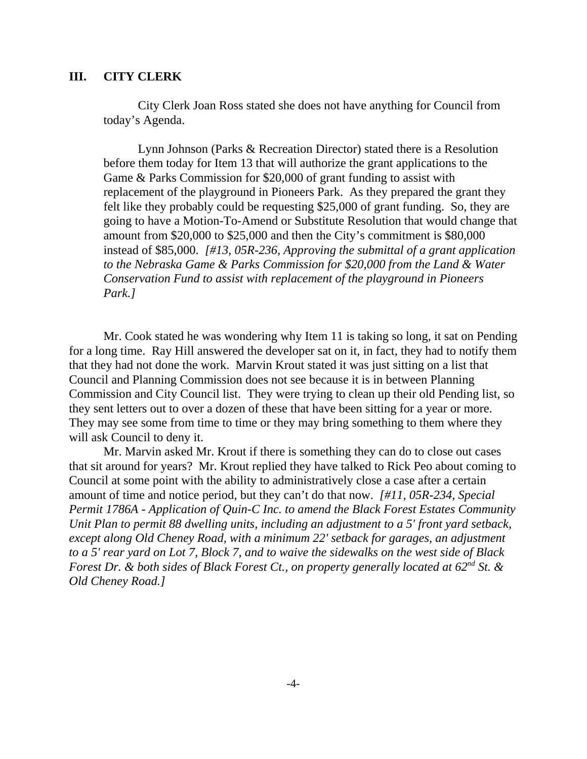## III. CITY CLERK

City Clerk Joan Ross stated she does not have anything for Council from today's Agenda.

Lynn Johnson (Parks & Recreation Director) stated there is a Resolution before them today for Item 13 that will authorize the grant applications to the Game & Parks Commission for $20,000 of grant funding to assist with replacement of the playground in Pioneers Park. As they prepared the grant they felt like they probably could be requesting $25,000 of grant funding. So, they are going to have a Motion-To-Amend or Substitute Resolution that would change that amount from $20,000 to $25,000 and then the City's commitment is $80,000 instead of $85,000. *[#13, 05R-236, Approving the submittal of a grant application to the Nebraska Game & Parks Commission for $20,000 from the Land & Water Conservation Fund to assist with replacement of the playground in Pioneers Park.]*

Mr. Cook stated he was wondering why Item 11 is taking so long, it sat on Pending for a long time. Ray Hill answered the developer sat on it, in fact, they had to notify them that they had not done the work. Marvin Krout stated it was just sitting on a list that Council and Planning Commission does not see because it is in between Planning Commission and City Council list. They were trying to clean up their old Pending list, so they sent letters out to over a dozen of these that have been sitting for a year or more. They may see some from time to time or they may bring something to them where they will ask Council to deny it.

Mr. Marvin asked Mr. Krout if there is something they can do to close out cases that sit around for years? Mr. Krout replied they have talked to Rick Peo about coming to Council at some point with the ability to administratively close a case after a certain amount of time and notice period, but they can't do that now. *[#11, 05R-234, Special Permit 1786A - Application of Quin-C Inc. to amend the Black Forest Estates Community Unit Plan to permit 88 dwelling units, including an adjustment to a 5' front yard setback, except along Old Cheney Road, with a minimum 22' setback for garages, an adjustment to a 5' rear yard on Lot 7, Block 7, and to waive the sidewalks on the west side of Black Forest Dr. & both sides of Black Forest Ct., on property generally located at 62nd St. & Old Cheney Road.]*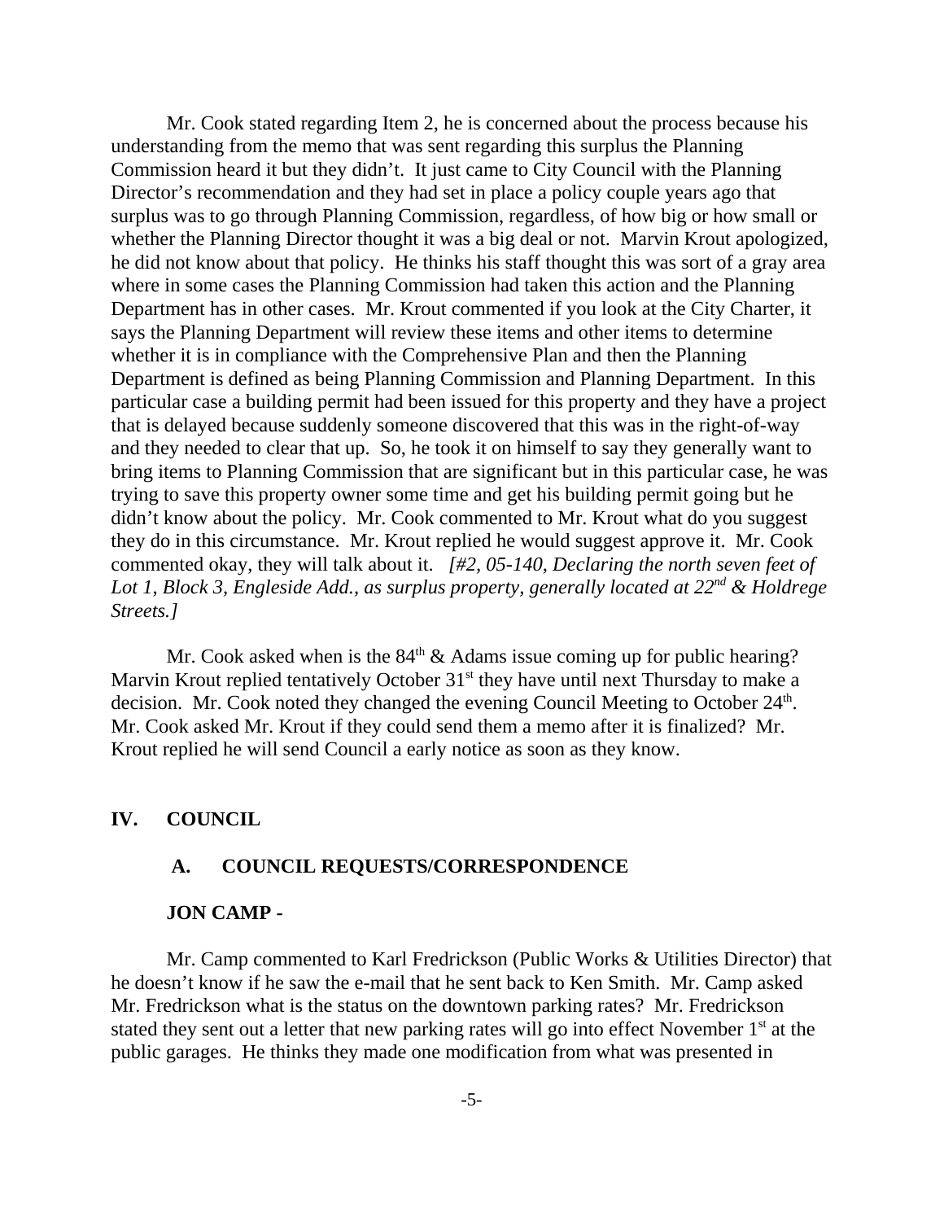Mr. Cook stated regarding Item 2, he is concerned about the process because his understanding from the memo that was sent regarding this surplus the Planning Commission heard it but they didn't. It just came to City Council with the Planning Director's recommendation and they had set in place a policy couple years ago that surplus was to go through Planning Commission, regardless, of how big or how small or whether the Planning Director thought it was a big deal or not. Marvin Krout apologized, he did not know about that policy. He thinks his staff thought this was sort of a gray area where in some cases the Planning Commission had taken this action and the Planning Department has in other cases. Mr. Krout commented if you look at the City Charter, it says the Planning Department will review these items and other items to determine whether it is in compliance with the Comprehensive Plan and then the Planning Department is defined as being Planning Commission and Planning Department. In this particular case a building permit had been issued for this property and they have a project that is delayed because suddenly someone discovered that this was in the right-of-way and they needed to clear that up. So, he took it on himself to say they generally want to bring items to Planning Commission that are significant but in this particular case, he was trying to save this property owner some time and get his building permit going but he didn't know about the policy. Mr. Cook commented to Mr. Krout what do you suggest they do in this circumstance. Mr. Krout replied he would suggest approve it. Mr. Cook commented okay, they will talk about it. *[#2, 05-140, Declaring the north seven feet of Lot 1, Block 3, Engleside Add., as surplus property, generally located at 22nd & Holdrege Streets.]*

Mr. Cook asked when is the 84th & Adams issue coming up for public hearing? Marvin Krout replied tentatively October 31st they have until next Thursday to make a decision. Mr. Cook noted they changed the evening Council Meeting to October 24th. Mr. Cook asked Mr. Krout if they could send them a memo after it is finalized? Mr. Krout replied he will send Council a early notice as soon as they know.

## IV. COUNCIL

### A. COUNCIL REQUESTS/CORRESPONDENCE

**JON CAMP -**

Mr. Camp commented to Karl Fredrickson (Public Works & Utilities Director) that he doesn't know if he saw the e-mail that he sent back to Ken Smith. Mr. Camp asked Mr. Fredrickson what is the status on the downtown parking rates? Mr. Fredrickson stated they sent out a letter that new parking rates will go into effect November 1st at the public garages. He thinks they made one modification from what was presented in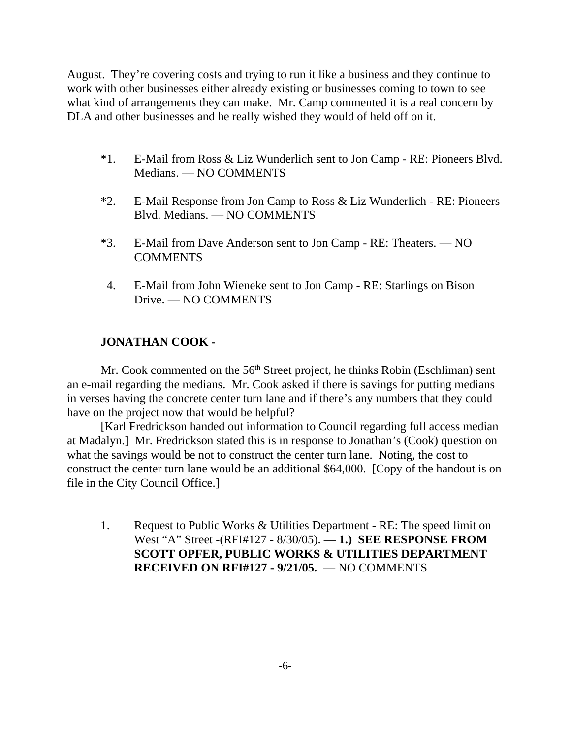August. They're covering costs and trying to run it like a business and they continue to work with other businesses either already existing or businesses coming to town to see what kind of arrangements they can make. Mr. Camp commented it is a real concern by DLA and other businesses and he really wished they would of held off on it.

*1. E-Mail from Ross & Liz Wunderlich sent to Jon Camp - RE: Pioneers Blvd. Medians. — NO COMMENTS

*2. E-Mail Response from Jon Camp to Ross & Liz Wunderlich - RE: Pioneers Blvd. Medians. — NO COMMENTS

*3. E-Mail from Dave Anderson sent to Jon Camp - RE: Theaters. — NO COMMENTS

4. E-Mail from John Wieneke sent to Jon Camp - RE: Starlings on Bison Drive. — NO COMMENTS

**JONATHAN COOK -**

Mr. Cook commented on the 56th Street project, he thinks Robin (Eschliman) sent an e-mail regarding the medians. Mr. Cook asked if there is savings for putting medians in verses having the concrete center turn lane and if there's any numbers that they could have on the project now that would be helpful?

[Karl Fredrickson handed out information to Council regarding full access median at Madalyn.] Mr. Fredrickson stated this is in response to Jonathan's (Cook) question on what the savings would be not to construct the center turn lane. Noting, the cost to construct the center turn lane would be an additional $64,000. [Copy of the handout is on file in the City Council Office.]

1. Request to ~~Public Works & Utilities Department~~ - RE: The speed limit on West "A" Street -(RFI#127 - 8/30/05). — **1.) SEE RESPONSE FROM SCOTT OPFER, PUBLIC WORKS & UTILITIES DEPARTMENT RECEIVED ON RFI#127 - 9/21/05.** — NO COMMENTS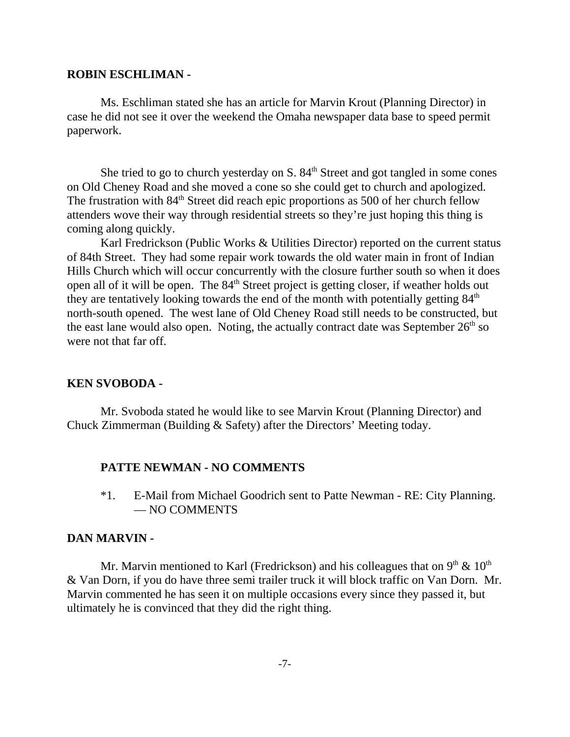**ROBIN ESCHLIMAN -**

Ms. Eschliman stated she has an article for Marvin Krout (Planning Director) in case he did not see it over the weekend the Omaha newspaper data base to speed permit paperwork.

She tried to go to church yesterday on S. 84th Street and got tangled in some cones on Old Cheney Road and she moved a cone so she could get to church and apologized. The frustration with 84th Street did reach epic proportions as 500 of her church fellow attenders wove their way through residential streets so they're just hoping this thing is coming along quickly.

Karl Fredrickson (Public Works & Utilities Director) reported on the current status of 84th Street. They had some repair work towards the old water main in front of Indian Hills Church which will occur concurrently with the closure further south so when it does open all of it will be open. The 84th Street project is getting closer, if weather holds out they are tentatively looking towards the end of the month with potentially getting 84th north-south opened. The west lane of Old Cheney Road still needs to be constructed, but the east lane would also open. Noting, the actually contract date was September 26th so were not that far off.

**KEN SVOBODA -**

Mr. Svoboda stated he would like to see Marvin Krout (Planning Director) and Chuck Zimmerman (Building & Safety) after the Directors' Meeting today.

**PATTE NEWMAN - NO COMMENTS**

*1. E-Mail from Michael Goodrich sent to Patte Newman - RE: City Planning. — NO COMMENTS

**DAN MARVIN -**

Mr. Marvin mentioned to Karl (Fredrickson) and his colleagues that on 9th & 10th & Van Dorn, if you do have three semi trailer truck it will block traffic on Van Dorn. Mr. Marvin commented he has seen it on multiple occasions every since they passed it, but ultimately he is convinced that they did the right thing.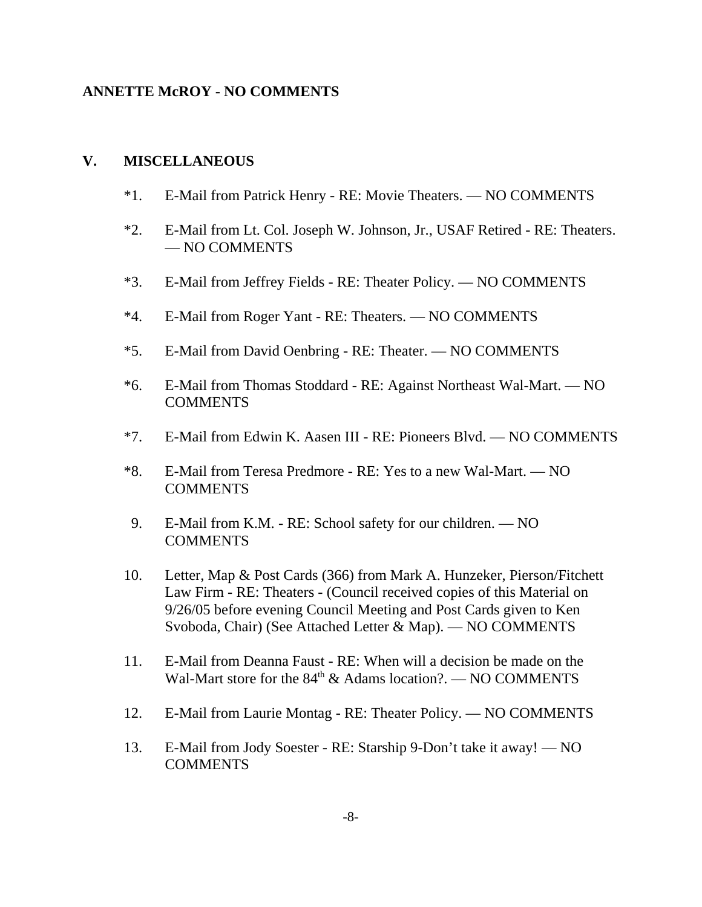**ANNETTE McROY - NO COMMENTS**

## V. MISCELLANEOUS

*1. E-Mail from Patrick Henry - RE: Movie Theaters. — NO COMMENTS

*2. E-Mail from Lt. Col. Joseph W. Johnson, Jr., USAF Retired - RE: Theaters. — NO COMMENTS

*3. E-Mail from Jeffrey Fields - RE: Theater Policy. — NO COMMENTS

*4. E-Mail from Roger Yant - RE: Theaters. — NO COMMENTS

*5. E-Mail from David Oenbring - RE: Theater. — NO COMMENTS

*6. E-Mail from Thomas Stoddard - RE: Against Northeast Wal-Mart. — NO COMMENTS

*7. E-Mail from Edwin K. Aasen III - RE: Pioneers Blvd. — NO COMMENTS

*8. E-Mail from Teresa Predmore - RE: Yes to a new Wal-Mart. — NO COMMENTS

9. E-Mail from K.M. - RE: School safety for our children. — NO COMMENTS

10. Letter, Map & Post Cards (366) from Mark A. Hunzeker, Pierson/Fitchett Law Firm - RE: Theaters - (Council received copies of this Material on 9/26/05 before evening Council Meeting and Post Cards given to Ken Svoboda, Chair) (See Attached Letter & Map). — NO COMMENTS

11. E-Mail from Deanna Faust - RE: When will a decision be made on the Wal-Mart store for the 84th & Adams location?. — NO COMMENTS

12. E-Mail from Laurie Montag - RE: Theater Policy. — NO COMMENTS

13. E-Mail from Jody Soester - RE: Starship 9-Don't take it away! — NO COMMENTS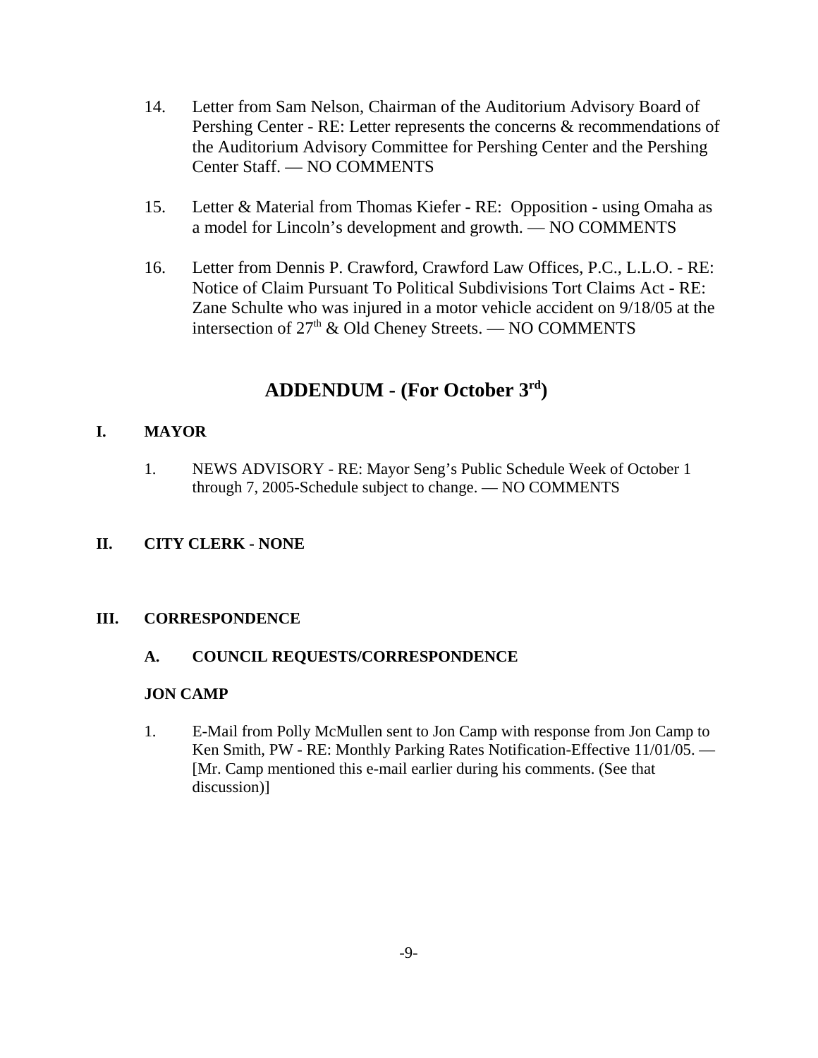14. Letter from Sam Nelson, Chairman of the Auditorium Advisory Board of Pershing Center - RE: Letter represents the concerns & recommendations of the Auditorium Advisory Committee for Pershing Center and the Pershing Center Staff. — NO COMMENTS

15. Letter & Material from Thomas Kiefer - RE: Opposition - using Omaha as a model for Lincoln's development and growth. — NO COMMENTS

16. Letter from Dennis P. Crawford, Crawford Law Offices, P.C., L.L.O. - RE: Notice of Claim Pursuant To Political Subdivisions Tort Claims Act - RE: Zane Schulte who was injured in a motor vehicle accident on 9/18/05 at the intersection of 27th & Old Cheney Streets. — NO COMMENTS

## ADDENDUM - (For October 3rd)

**I. MAYOR**

1. NEWS ADVISORY - RE: Mayor Seng's Public Schedule Week of October 1 through 7, 2005-Schedule subject to change. — NO COMMENTS

**II. CITY CLERK - NONE**

**III. CORRESPONDENCE**

**A. COUNCIL REQUESTS/CORRESPONDENCE**

**JON CAMP**

1. E-Mail from Polly McMullen sent to Jon Camp with response from Jon Camp to Ken Smith, PW - RE: Monthly Parking Rates Notification-Effective 11/01/05. — [Mr. Camp mentioned this e-mail earlier during his comments. (See that discussion)]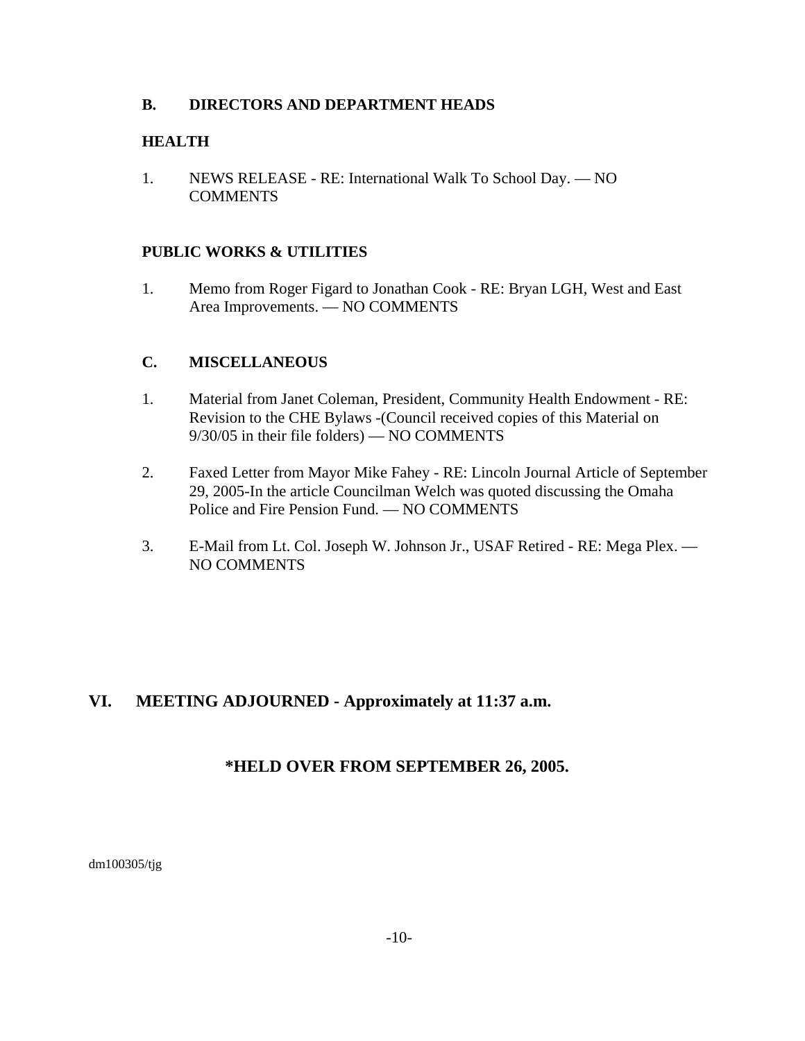### B. DIRECTORS AND DEPARTMENT HEADS

#### HEALTH

1. NEWS RELEASE - RE: International Walk To School Day. — NO COMMENTS

#### PUBLIC WORKS & UTILITIES

1. Memo from Roger Figard to Jonathan Cook - RE: Bryan LGH, West and East Area Improvements. — NO COMMENTS

### C. MISCELLANEOUS

1. Material from Janet Coleman, President, Community Health Endowment - RE: Revision to the CHE Bylaws -(Council received copies of this Material on 9/30/05 in their file folders) — NO COMMENTS
2. Faxed Letter from Mayor Mike Fahey - RE: Lincoln Journal Article of September 29, 2005-In the article Councilman Welch was quoted discussing the Omaha Police and Fire Pension Fund. — NO COMMENTS
3. E-Mail from Lt. Col. Joseph W. Johnson Jr., USAF Retired - RE: Mega Plex. — NO COMMENTS

## VI. MEETING ADJOURNED - Approximately at 11:37 a.m.

**\*HELD OVER FROM SEPTEMBER 26, 2005.**

dm100305/tjg